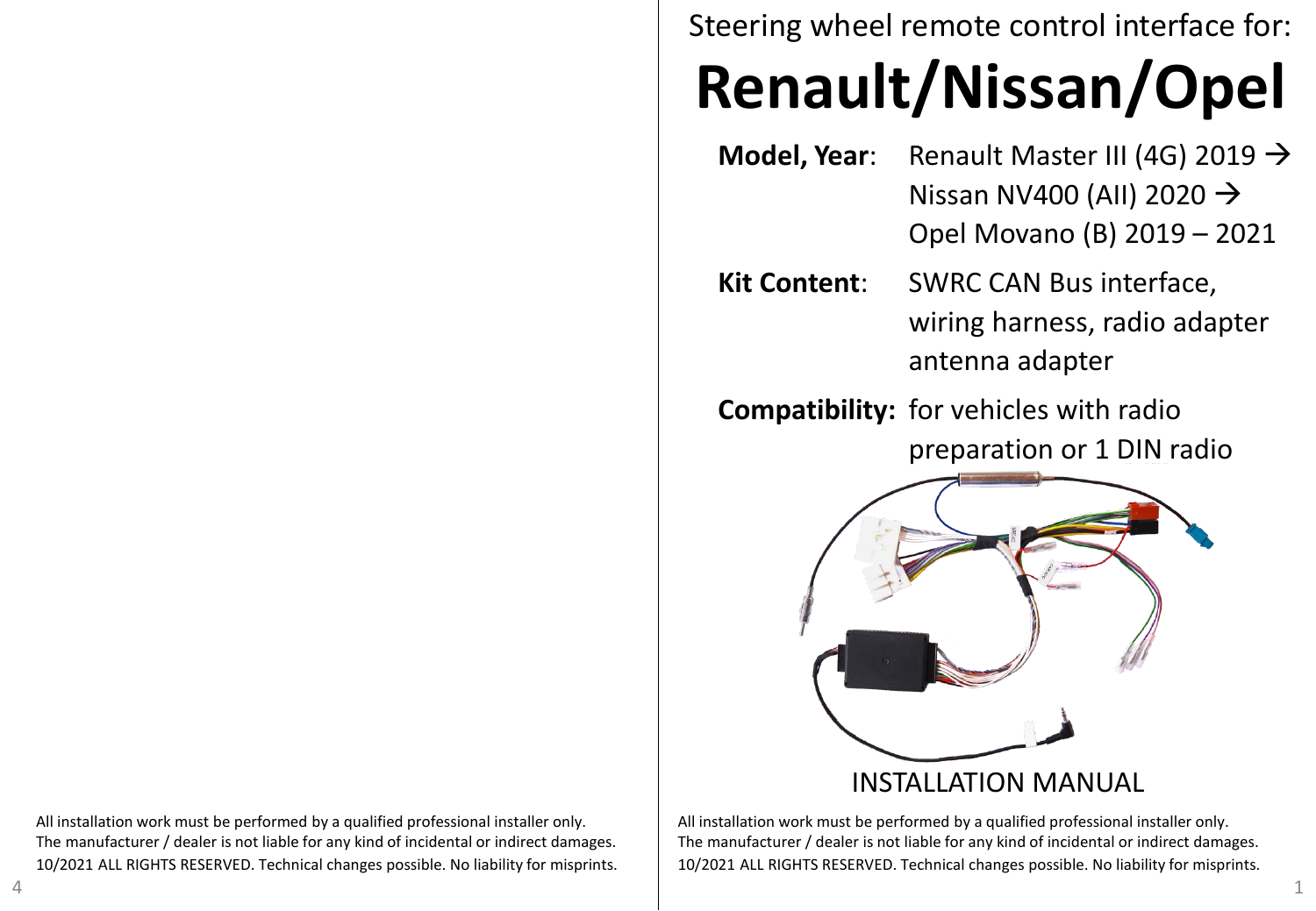Steering wheel remote control interface for:

# Renault/Nissan/Opel

**Model, Year**: Renault Master III (4G) 2019 →
Nissan NV400 (AII) 2020 →
Opel Movano (B) 2019 – 2021

**Kit Content**: SWRC CAN Bus interface, wiring harness, radio adapter antenna adapter

**Compatibility:** for vehicles with radio preparation or 1 DIN radio

INSTALLATION MANUAL

All installation work must be performed by a qualified professional installer only.
The manufacturer / dealer is not liable for any kind of incidental or indirect damages.
10/2021 ALL RIGHTS RESERVED. Technical changes possible. No liability for misprints.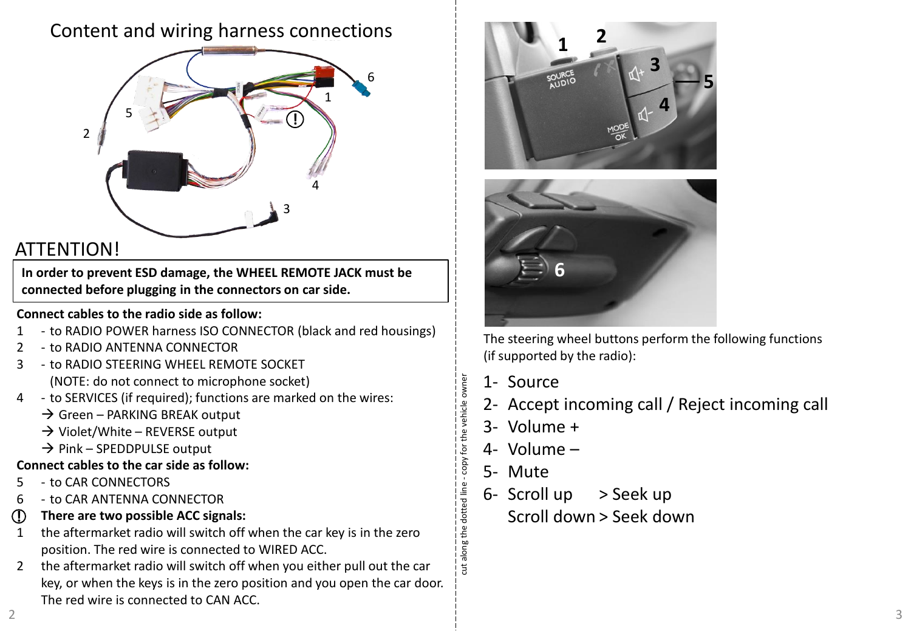# Content and wiring harness connections

## ATTENTION!

**In order to prevent ESD damage, the WHEEL REMOTE JACK must be connected before plugging in the connectors on car side.**

**Connect cables to the radio side as follow:**

1 - to RADIO POWER harness ISO CONNECTOR (black and red housings)
2 - to RADIO ANTENNA CONNECTOR
3 - to RADIO STEERING WHEEL REMOTE SOCKET
(NOTE: do not connect to microphone socket)
4 - to SERVICES (if required); functions are marked on the wires:
→ Green – PARKING BREAK output
→ Violet/White – REVERSE output
→ Pink – SPEDDPULSE output

**Connect cables to the car side as follow:**

5 - to CAR CONNECTORS
6 - to CAR ANTENNA CONNECTOR

(!) **There are two possible ACC signals:**

1. the aftermarket radio will switch off when the car key is in the zero position. The red wire is connected to WIRED ACC.
2. the aftermarket radio will switch off when you either pull out the car key, or when the keys is in the zero position and you open the car door. The red wire is connected to CAN ACC.

cut along the dotted line - copy for the vehicle owner

The steering wheel buttons perform the following functions (if supported by the radio):

1- Source
2- Accept incoming call / Reject incoming call
3- Volume +
4- Volume –
5- Mute
6- Scroll up > Seek up
Scroll down > Seek down